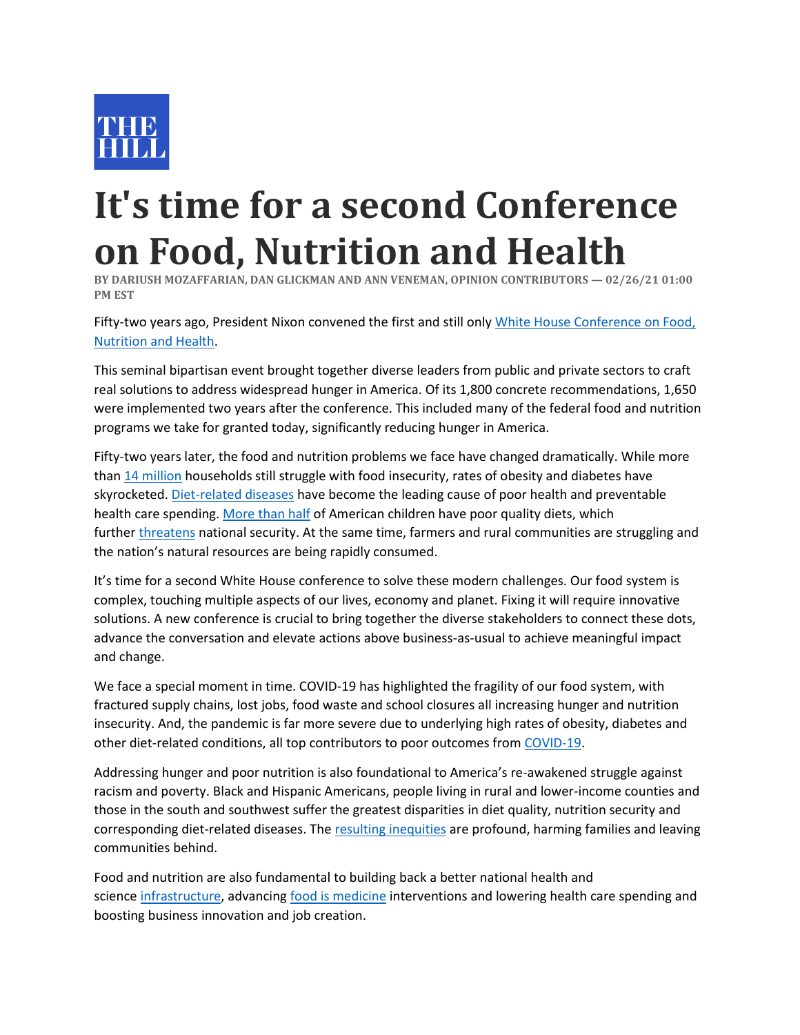THE HILL

# It's time for a second Conference on Food, Nutrition and Health

BY DARIUSH MOZAFFARIAN, DAN GLICKMAN AND ANN VENEMAN, OPINION CONTRIBUTORS — 02/26/21 01:00 PM EST

Fifty-two years ago, President Nixon convened the first and still only White House Conference on Food, Nutrition and Health.

This seminal bipartisan event brought together diverse leaders from public and private sectors to craft real solutions to address widespread hunger in America. Of its 1,800 concrete recommendations, 1,650 were implemented two years after the conference. This included many of the federal food and nutrition programs we take for granted today, significantly reducing hunger in America.

Fifty-two years later, the food and nutrition problems we face have changed dramatically. While more than 14 million households still struggle with food insecurity, rates of obesity and diabetes have skyrocketed. Diet-related diseases have become the leading cause of poor health and preventable health care spending. More than half of American children have poor quality diets, which further threatens national security. At the same time, farmers and rural communities are struggling and the nation's natural resources are being rapidly consumed.

It's time for a second White House conference to solve these modern challenges. Our food system is complex, touching multiple aspects of our lives, economy and planet. Fixing it will require innovative solutions. A new conference is crucial to bring together the diverse stakeholders to connect these dots, advance the conversation and elevate actions above business-as-usual to achieve meaningful impact and change.

We face a special moment in time. COVID-19 has highlighted the fragility of our food system, with fractured supply chains, lost jobs, food waste and school closures all increasing hunger and nutrition insecurity. And, the pandemic is far more severe due to underlying high rates of obesity, diabetes and other diet-related conditions, all top contributors to poor outcomes from COVID-19.

Addressing hunger and poor nutrition is also foundational to America's re-awakened struggle against racism and poverty. Black and Hispanic Americans, people living in rural and lower-income counties and those in the south and southwest suffer the greatest disparities in diet quality, nutrition security and corresponding diet-related diseases. The resulting inequities are profound, harming families and leaving communities behind.

Food and nutrition are also fundamental to building back a better national health and science infrastructure, advancing food is medicine interventions and lowering health care spending and boosting business innovation and job creation.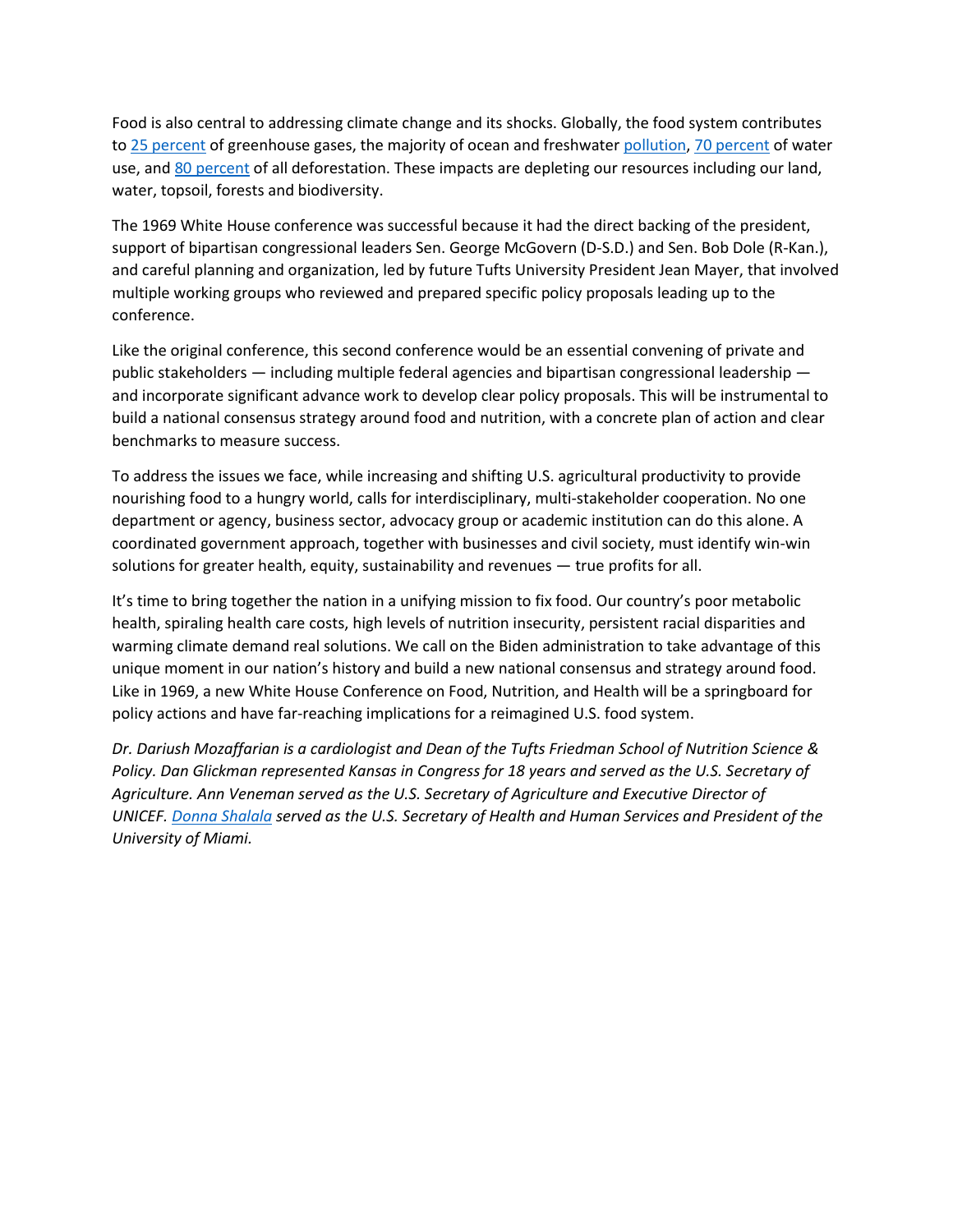Food is also central to addressing climate change and its shocks. Globally, the food system contributes to 25 percent of greenhouse gases, the majority of ocean and freshwater pollution, 70 percent of water use, and 80 percent of all deforestation. These impacts are depleting our resources including our land, water, topsoil, forests and biodiversity.

The 1969 White House conference was successful because it had the direct backing of the president, support of bipartisan congressional leaders Sen. George McGovern (D-S.D.) and Sen. Bob Dole (R-Kan.), and careful planning and organization, led by future Tufts University President Jean Mayer, that involved multiple working groups who reviewed and prepared specific policy proposals leading up to the conference.

Like the original conference, this second conference would be an essential convening of private and public stakeholders — including multiple federal agencies and bipartisan congressional leadership — and incorporate significant advance work to develop clear policy proposals. This will be instrumental to build a national consensus strategy around food and nutrition, with a concrete plan of action and clear benchmarks to measure success.

To address the issues we face, while increasing and shifting U.S. agricultural productivity to provide nourishing food to a hungry world, calls for interdisciplinary, multi-stakeholder cooperation. No one department or agency, business sector, advocacy group or academic institution can do this alone. A coordinated government approach, together with businesses and civil society, must identify win-win solutions for greater health, equity, sustainability and revenues — true profits for all.

It's time to bring together the nation in a unifying mission to fix food. Our country's poor metabolic health, spiraling health care costs, high levels of nutrition insecurity, persistent racial disparities and warming climate demand real solutions. We call on the Biden administration to take advantage of this unique moment in our nation's history and build a new national consensus and strategy around food. Like in 1969, a new White House Conference on Food, Nutrition, and Health will be a springboard for policy actions and have far-reaching implications for a reimagined U.S. food system.

*Dr. Dariush Mozaffarian is a cardiologist and Dean of the Tufts Friedman School of Nutrition Science & Policy. Dan Glickman represented Kansas in Congress for 18 years and served as the U.S. Secretary of Agriculture. Ann Veneman served as the U.S. Secretary of Agriculture and Executive Director of UNICEF. Donna Shalala served as the U.S. Secretary of Health and Human Services and President of the University of Miami.*